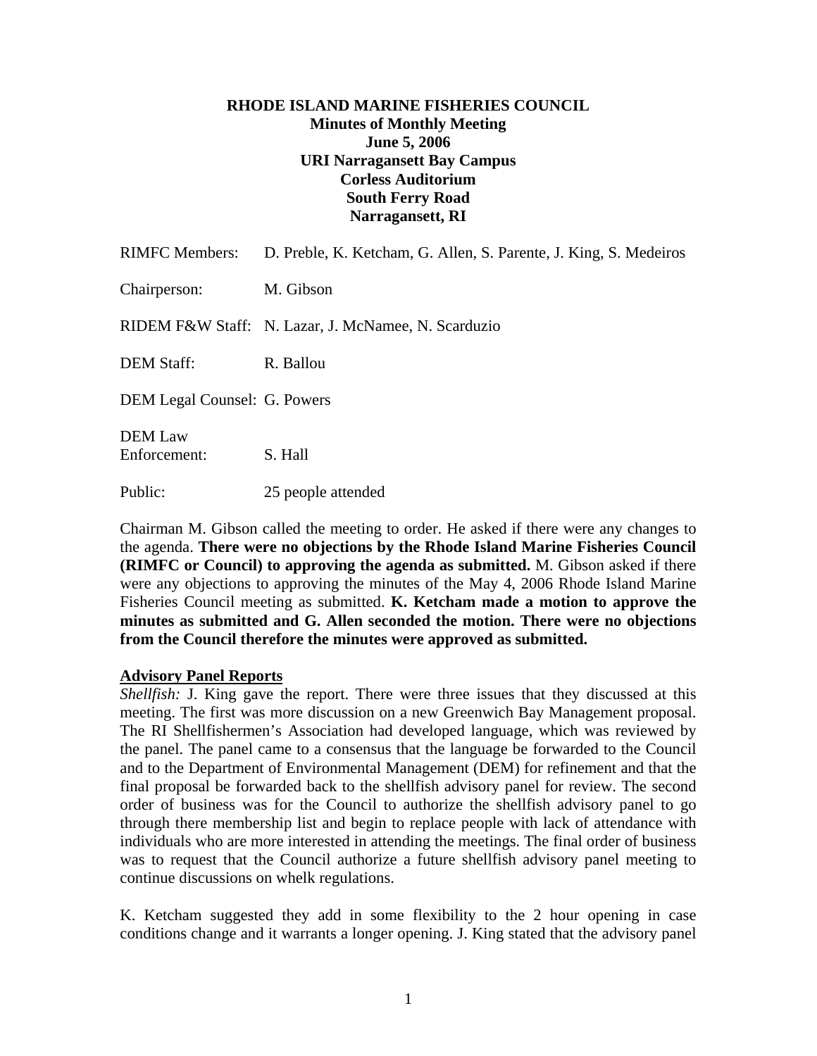**RHODE ISLAND MARINE FISHERIES COUNCIL**
**Minutes of Monthly Meeting**
**June 5, 2006**
**URI Narragansett Bay Campus**
**Corless Auditorium**
**South Ferry Road**
**Narragansett, RI**

RIMFC Members: D. Preble, K. Ketcham, G. Allen, S. Parente, J. King, S. Medeiros

Chairperson: M. Gibson

RIDEM F&W Staff: N. Lazar, J. McNamee, N. Scarduzio

DEM Staff: R. Ballou

DEM Legal Counsel: G. Powers

DEM Law Enforcement: S. Hall

Public: 25 people attended

Chairman M. Gibson called the meeting to order. He asked if there were any changes to the agenda. **There were no objections by the Rhode Island Marine Fisheries Council (RIMFC or Council) to approving the agenda as submitted.** M. Gibson asked if there were any objections to approving the minutes of the May 4, 2006 Rhode Island Marine Fisheries Council meeting as submitted. **K. Ketcham made a motion to approve the minutes as submitted and G. Allen seconded the motion. There were no objections from the Council therefore the minutes were approved as submitted.**

**Advisory Panel Reports**

*Shellfish:* J. King gave the report. There were three issues that they discussed at this meeting. The first was more discussion on a new Greenwich Bay Management proposal. The RI Shellfishermen's Association had developed language, which was reviewed by the panel. The panel came to a consensus that the language be forwarded to the Council and to the Department of Environmental Management (DEM) for refinement and that the final proposal be forwarded back to the shellfish advisory panel for review. The second order of business was for the Council to authorize the shellfish advisory panel to go through there membership list and begin to replace people with lack of attendance with individuals who are more interested in attending the meetings. The final order of business was to request that the Council authorize a future shellfish advisory panel meeting to continue discussions on whelk regulations.

K. Ketcham suggested they add in some flexibility to the 2 hour opening in case conditions change and it warrants a longer opening. J. King stated that the advisory panel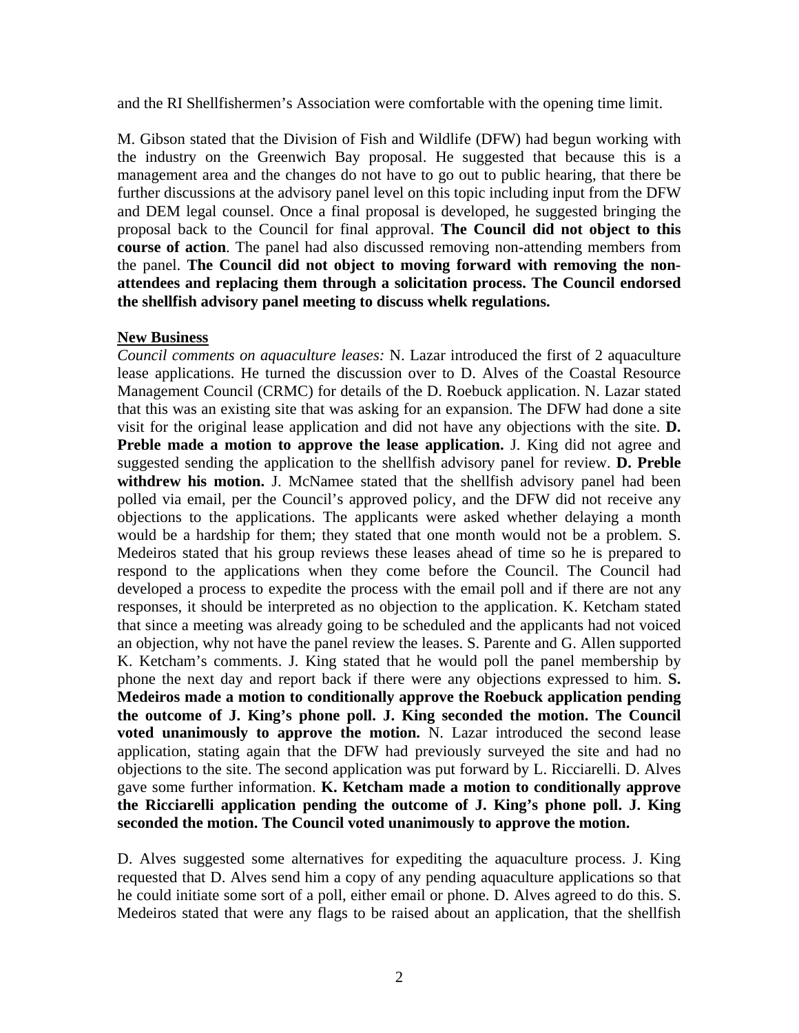and the RI Shellfishermen's Association were comfortable with the opening time limit.

M. Gibson stated that the Division of Fish and Wildlife (DFW) had begun working with the industry on the Greenwich Bay proposal. He suggested that because this is a management area and the changes do not have to go out to public hearing, that there be further discussions at the advisory panel level on this topic including input from the DFW and DEM legal counsel. Once a final proposal is developed, he suggested bringing the proposal back to the Council for final approval. **The Council did not object to this course of action**. The panel had also discussed removing non-attending members from the panel. **The Council did not object to moving forward with removing the non-attendees and replacing them through a solicitation process. The Council endorsed the shellfish advisory panel meeting to discuss whelk regulations.**

**New Business**

*Council comments on aquaculture leases:* N. Lazar introduced the first of 2 aquaculture lease applications. He turned the discussion over to D. Alves of the Coastal Resource Management Council (CRMC) for details of the D. Roebuck application. N. Lazar stated that this was an existing site that was asking for an expansion. The DFW had done a site visit for the original lease application and did not have any objections with the site. **D. Preble made a motion to approve the lease application.** J. King did not agree and suggested sending the application to the shellfish advisory panel for review. **D. Preble withdrew his motion.** J. McNamee stated that the shellfish advisory panel had been polled via email, per the Council's approved policy, and the DFW did not receive any objections to the applications. The applicants were asked whether delaying a month would be a hardship for them; they stated that one month would not be a problem. S. Medeiros stated that his group reviews these leases ahead of time so he is prepared to respond to the applications when they come before the Council. The Council had developed a process to expedite the process with the email poll and if there are not any responses, it should be interpreted as no objection to the application. K. Ketcham stated that since a meeting was already going to be scheduled and the applicants had not voiced an objection, why not have the panel review the leases. S. Parente and G. Allen supported K. Ketcham's comments. J. King stated that he would poll the panel membership by phone the next day and report back if there were any objections expressed to him. **S. Medeiros made a motion to conditionally approve the Roebuck application pending the outcome of J. King's phone poll. J. King seconded the motion. The Council voted unanimously to approve the motion.** N. Lazar introduced the second lease application, stating again that the DFW had previously surveyed the site and had no objections to the site. The second application was put forward by L. Ricciarelli. D. Alves gave some further information. **K. Ketcham made a motion to conditionally approve the Ricciarelli application pending the outcome of J. King's phone poll. J. King seconded the motion. The Council voted unanimously to approve the motion.**

D. Alves suggested some alternatives for expediting the aquaculture process. J. King requested that D. Alves send him a copy of any pending aquaculture applications so that he could initiate some sort of a poll, either email or phone. D. Alves agreed to do this. S. Medeiros stated that were any flags to be raised about an application, that the shellfish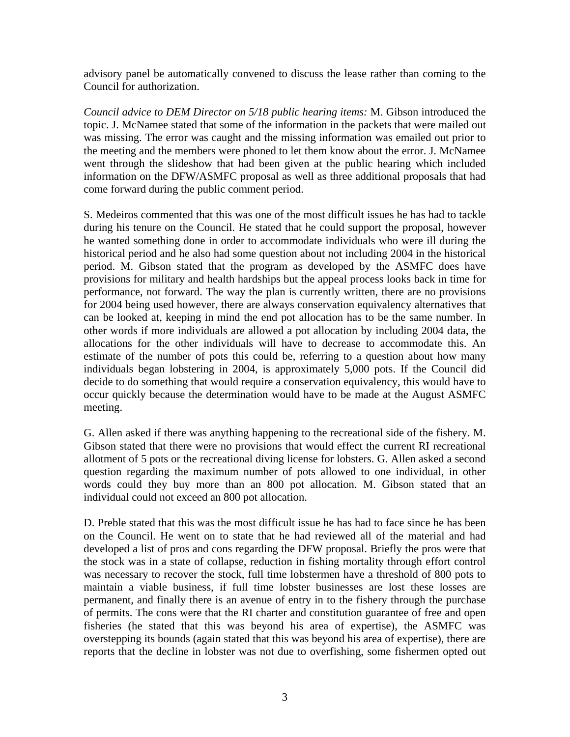advisory panel be automatically convened to discuss the lease rather than coming to the Council for authorization.

*Council advice to DEM Director on 5/18 public hearing items:* M. Gibson introduced the topic. J. McNamee stated that some of the information in the packets that were mailed out was missing. The error was caught and the missing information was emailed out prior to the meeting and the members were phoned to let them know about the error. J. McNamee went through the slideshow that had been given at the public hearing which included information on the DFW/ASMFC proposal as well as three additional proposals that had come forward during the public comment period.

S. Medeiros commented that this was one of the most difficult issues he has had to tackle during his tenure on the Council. He stated that he could support the proposal, however he wanted something done in order to accommodate individuals who were ill during the historical period and he also had some question about not including 2004 in the historical period. M. Gibson stated that the program as developed by the ASMFC does have provisions for military and health hardships but the appeal process looks back in time for performance, not forward. The way the plan is currently written, there are no provisions for 2004 being used however, there are always conservation equivalency alternatives that can be looked at, keeping in mind the end pot allocation has to be the same number. In other words if more individuals are allowed a pot allocation by including 2004 data, the allocations for the other individuals will have to decrease to accommodate this. An estimate of the number of pots this could be, referring to a question about how many individuals began lobstering in 2004, is approximately 5,000 pots. If the Council did decide to do something that would require a conservation equivalency, this would have to occur quickly because the determination would have to be made at the August ASMFC meeting.

G. Allen asked if there was anything happening to the recreational side of the fishery. M. Gibson stated that there were no provisions that would effect the current RI recreational allotment of 5 pots or the recreational diving license for lobsters. G. Allen asked a second question regarding the maximum number of pots allowed to one individual, in other words could they buy more than an 800 pot allocation. M. Gibson stated that an individual could not exceed an 800 pot allocation.

D. Preble stated that this was the most difficult issue he has had to face since he has been on the Council. He went on to state that he had reviewed all of the material and had developed a list of pros and cons regarding the DFW proposal. Briefly the pros were that the stock was in a state of collapse, reduction in fishing mortality through effort control was necessary to recover the stock, full time lobstermen have a threshold of 800 pots to maintain a viable business, if full time lobster businesses are lost these losses are permanent, and finally there is an avenue of entry in to the fishery through the purchase of permits. The cons were that the RI charter and constitution guarantee of free and open fisheries (he stated that this was beyond his area of expertise), the ASMFC was overstepping its bounds (again stated that this was beyond his area of expertise), there are reports that the decline in lobster was not due to overfishing, some fishermen opted out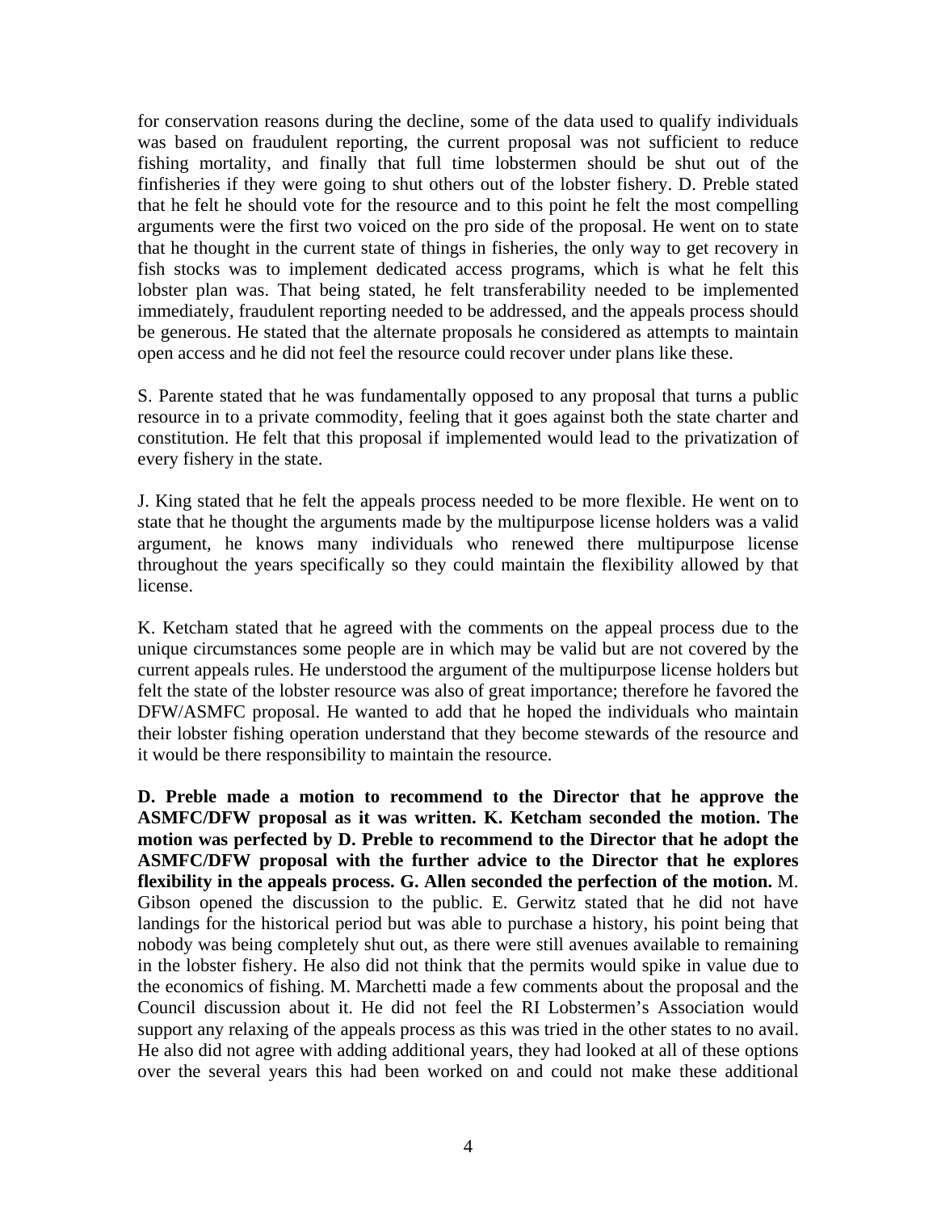for conservation reasons during the decline, some of the data used to qualify individuals was based on fraudulent reporting, the current proposal was not sufficient to reduce fishing mortality, and finally that full time lobstermen should be shut out of the finfisheries if they were going to shut others out of the lobster fishery. D. Preble stated that he felt he should vote for the resource and to this point he felt the most compelling arguments were the first two voiced on the pro side of the proposal. He went on to state that he thought in the current state of things in fisheries, the only way to get recovery in fish stocks was to implement dedicated access programs, which is what he felt this lobster plan was. That being stated, he felt transferability needed to be implemented immediately, fraudulent reporting needed to be addressed, and the appeals process should be generous. He stated that the alternate proposals he considered as attempts to maintain open access and he did not feel the resource could recover under plans like these.

S. Parente stated that he was fundamentally opposed to any proposal that turns a public resource in to a private commodity, feeling that it goes against both the state charter and constitution. He felt that this proposal if implemented would lead to the privatization of every fishery in the state.

J. King stated that he felt the appeals process needed to be more flexible. He went on to state that he thought the arguments made by the multipurpose license holders was a valid argument, he knows many individuals who renewed there multipurpose license throughout the years specifically so they could maintain the flexibility allowed by that license.

K. Ketcham stated that he agreed with the comments on the appeal process due to the unique circumstances some people are in which may be valid but are not covered by the current appeals rules. He understood the argument of the multipurpose license holders but felt the state of the lobster resource was also of great importance; therefore he favored the DFW/ASMFC proposal. He wanted to add that he hoped the individuals who maintain their lobster fishing operation understand that they become stewards of the resource and it would be there responsibility to maintain the resource.

**D. Preble made a motion to recommend to the Director that he approve the ASMFC/DFW proposal as it was written. K. Ketcham seconded the motion. The motion was perfected by D. Preble to recommend to the Director that he adopt the ASMFC/DFW proposal with the further advice to the Director that he explores flexibility in the appeals process. G. Allen seconded the perfection of the motion.** M. Gibson opened the discussion to the public. E. Gerwitz stated that he did not have landings for the historical period but was able to purchase a history, his point being that nobody was being completely shut out, as there were still avenues available to remaining in the lobster fishery. He also did not think that the permits would spike in value due to the economics of fishing. M. Marchetti made a few comments about the proposal and the Council discussion about it. He did not feel the RI Lobstermen's Association would support any relaxing of the appeals process as this was tried in the other states to no avail. He also did not agree with adding additional years, they had looked at all of these options over the several years this had been worked on and could not make these additional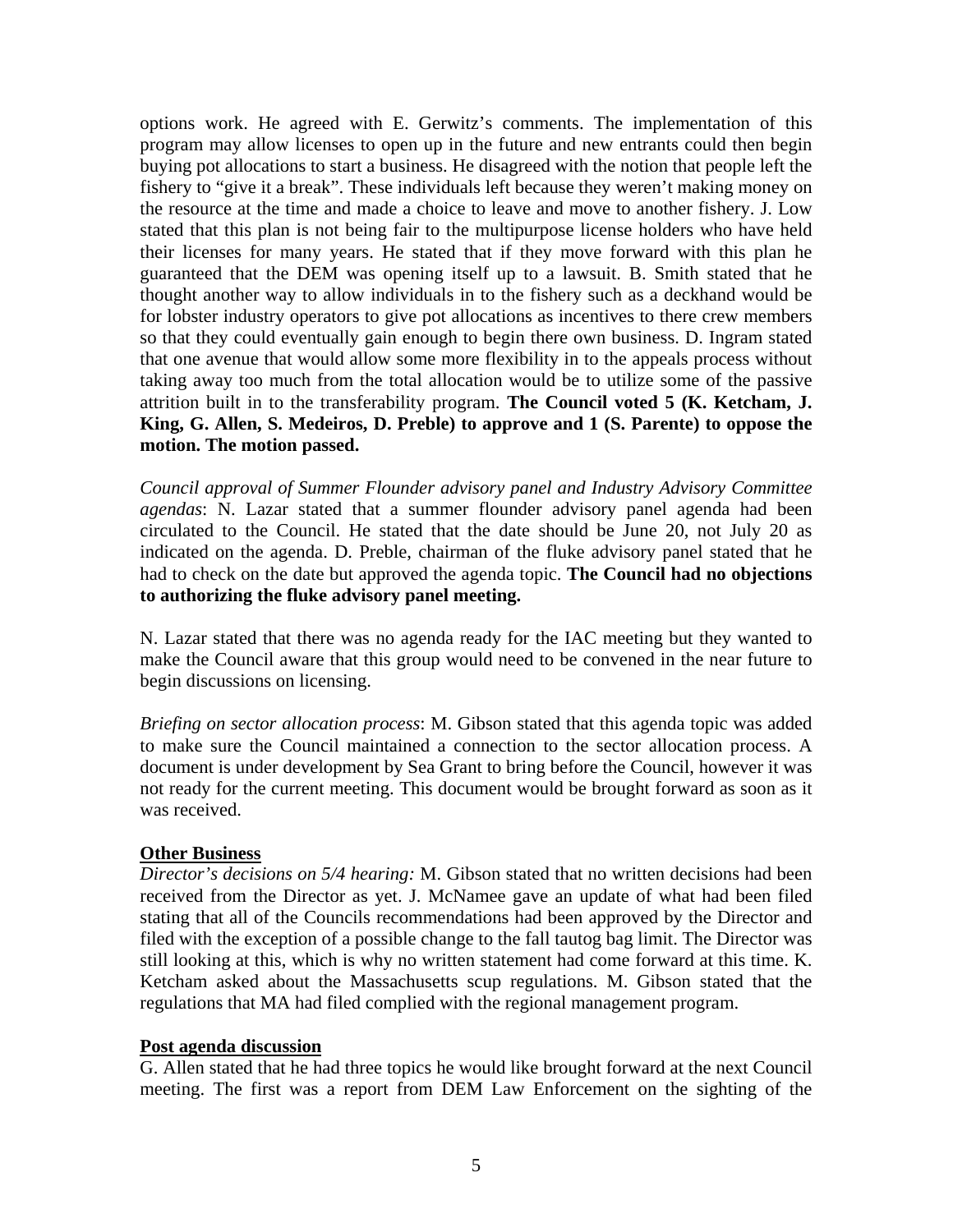options work. He agreed with E. Gerwitz's comments. The implementation of this program may allow licenses to open up in the future and new entrants could then begin buying pot allocations to start a business. He disagreed with the notion that people left the fishery to "give it a break". These individuals left because they weren't making money on the resource at the time and made a choice to leave and move to another fishery. J. Low stated that this plan is not being fair to the multipurpose license holders who have held their licenses for many years. He stated that if they move forward with this plan he guaranteed that the DEM was opening itself up to a lawsuit. B. Smith stated that he thought another way to allow individuals in to the fishery such as a deckhand would be for lobster industry operators to give pot allocations as incentives to there crew members so that they could eventually gain enough to begin there own business. D. Ingram stated that one avenue that would allow some more flexibility in to the appeals process without taking away too much from the total allocation would be to utilize some of the passive attrition built in to the transferability program. **The Council voted 5 (K. Ketcham, J. King, G. Allen, S. Medeiros, D. Preble) to approve and 1 (S. Parente) to oppose the motion. The motion passed.**

*Council approval of Summer Flounder advisory panel and Industry Advisory Committee agendas*: N. Lazar stated that a summer flounder advisory panel agenda had been circulated to the Council. He stated that the date should be June 20, not July 20 as indicated on the agenda. D. Preble, chairman of the fluke advisory panel stated that he had to check on the date but approved the agenda topic. **The Council had no objections to authorizing the fluke advisory panel meeting.**

N. Lazar stated that there was no agenda ready for the IAC meeting but they wanted to make the Council aware that this group would need to be convened in the near future to begin discussions on licensing.

*Briefing on sector allocation process*: M. Gibson stated that this agenda topic was added to make sure the Council maintained a connection to the sector allocation process. A document is under development by Sea Grant to bring before the Council, however it was not ready for the current meeting. This document would be brought forward as soon as it was received.

## Other Business

*Director's decisions on 5/4 hearing:* M. Gibson stated that no written decisions had been received from the Director as yet. J. McNamee gave an update of what had been filed stating that all of the Councils recommendations had been approved by the Director and filed with the exception of a possible change to the fall tautog bag limit. The Director was still looking at this, which is why no written statement had come forward at this time. K. Ketcham asked about the Massachusetts scup regulations. M. Gibson stated that the regulations that MA had filed complied with the regional management program.

## Post agenda discussion

G. Allen stated that he had three topics he would like brought forward at the next Council meeting. The first was a report from DEM Law Enforcement on the sighting of the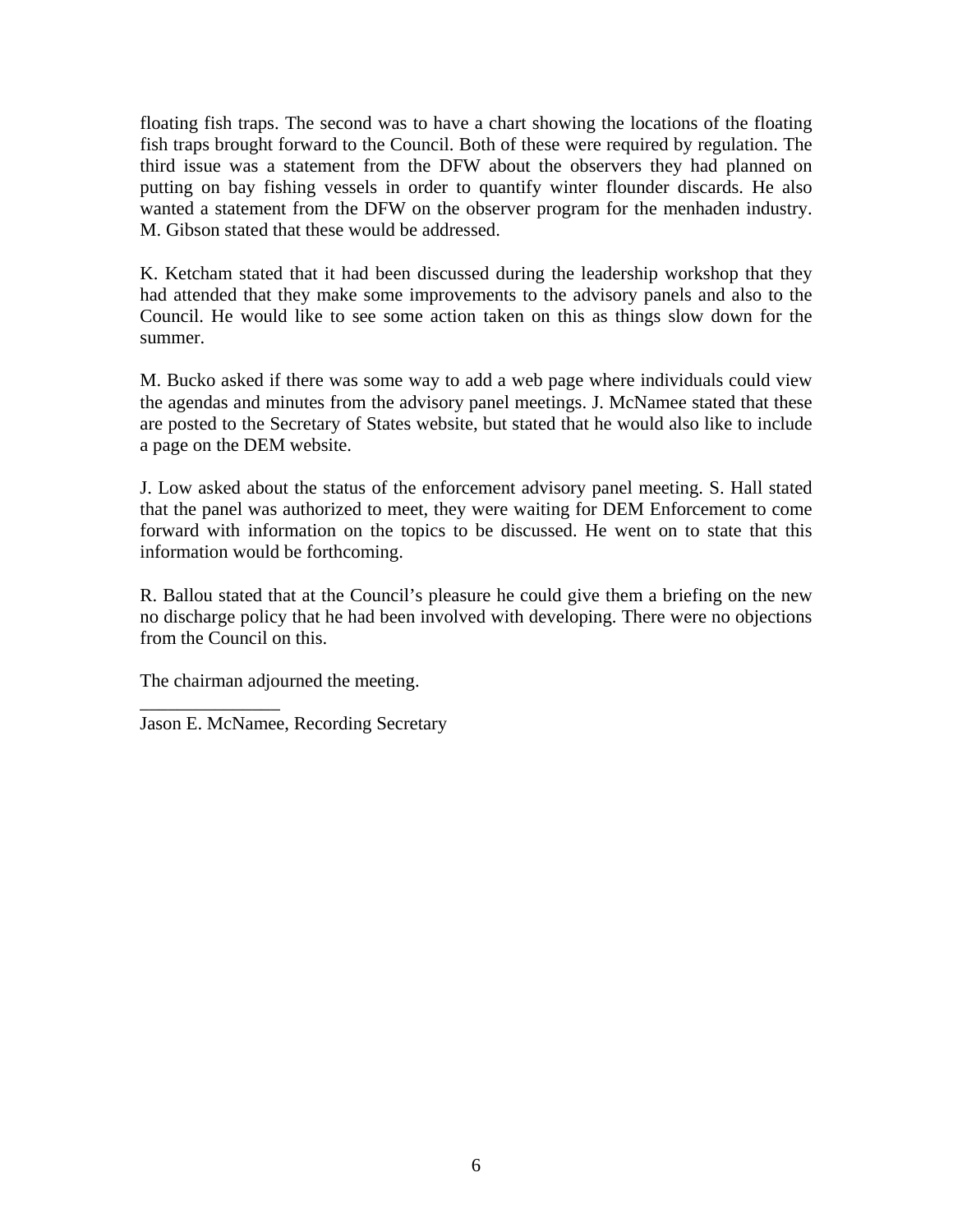floating fish traps. The second was to have a chart showing the locations of the floating fish traps brought forward to the Council. Both of these were required by regulation. The third issue was a statement from the DFW about the observers they had planned on putting on bay fishing vessels in order to quantify winter flounder discards. He also wanted a statement from the DFW on the observer program for the menhaden industry. M. Gibson stated that these would be addressed.

K. Ketcham stated that it had been discussed during the leadership workshop that they had attended that they make some improvements to the advisory panels and also to the Council. He would like to see some action taken on this as things slow down for the summer.

M. Bucko asked if there was some way to add a web page where individuals could view the agendas and minutes from the advisory panel meetings. J. McNamee stated that these are posted to the Secretary of States website, but stated that he would also like to include a page on the DEM website.

J. Low asked about the status of the enforcement advisory panel meeting. S. Hall stated that the panel was authorized to meet, they were waiting for DEM Enforcement to come forward with information on the topics to be discussed. He went on to state that this information would be forthcoming.

R. Ballou stated that at the Council's pleasure he could give them a briefing on the new no discharge policy that he had been involved with developing. There were no objections from the Council on this.

The chairman adjourned the meeting.

_______________
Jason E. McNamee, Recording Secretary